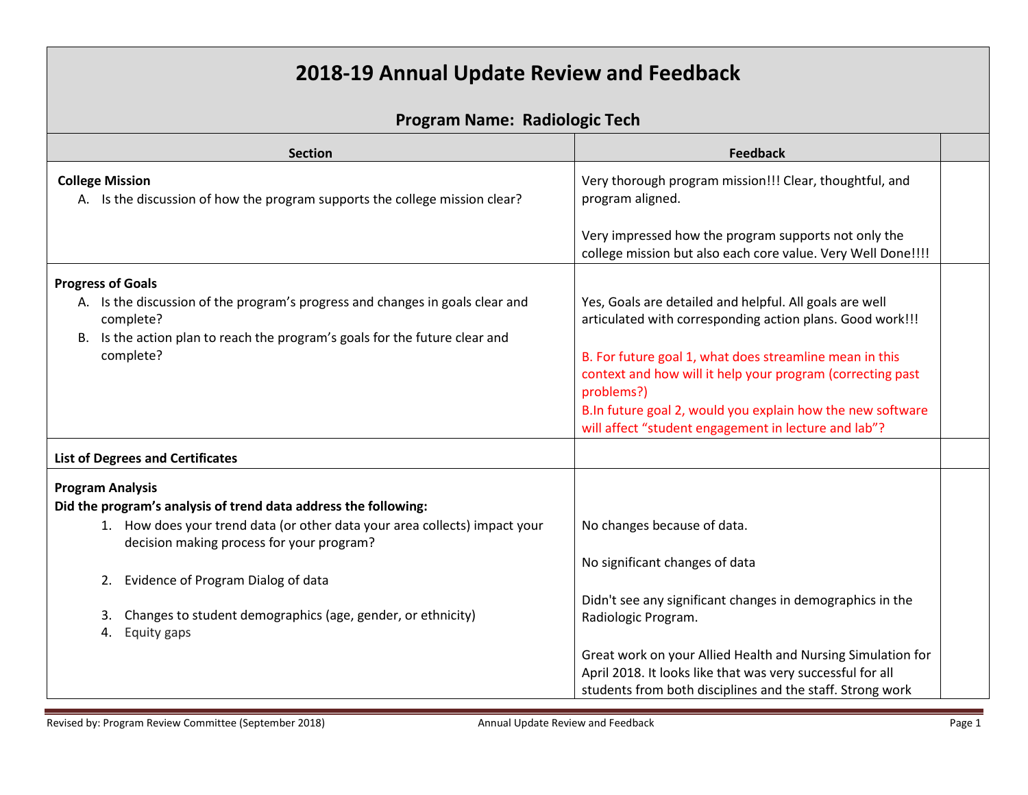# 2018-19 Annual Update Review and Feedback

## Program Name: Radiologic Tech

| Section | Feedback | |
|---|---|---|
| **College Mission**<br>A. Is the discussion of how the program supports the college mission clear? | Very thorough program mission!!! Clear, thoughtful, and program aligned.<br><br>Very impressed how the program supports not only the college mission but also each core value. Very Well Done!!!! | |
| **Progress of Goals**<br>A. Is the discussion of the program's progress and changes in goals clear and complete?<br>B. Is the action plan to reach the program's goals for the future clear and complete? | Yes, Goals are detailed and helpful. All goals are well articulated with corresponding action plans. Good work!!!<br><br>B. For future goal 1, what does streamline mean in this context and how will it help your program (correcting past problems?)<br>B.In future goal 2, would you explain how the new software will affect "student engagement in lecture and lab"? | |
| **List of Degrees and Certificates** | | |
| **Program Analysis**<br>**Did the program's analysis of trend data address the following:**<br>1. How does your trend data (or other data your area collects) impact your decision making process for your program?<br>2. Evidence of Program Dialog of data<br>3. Changes to student demographics (age, gender, or ethnicity)<br>4. Equity gaps | No changes because of data.<br><br>No significant changes of data<br><br>Didn't see any significant changes in demographics in the Radiologic Program.<br><br>Great work on your Allied Health and Nursing Simulation for April 2018. It looks like that was very successful for all students from both disciplines and the staff. Strong work | |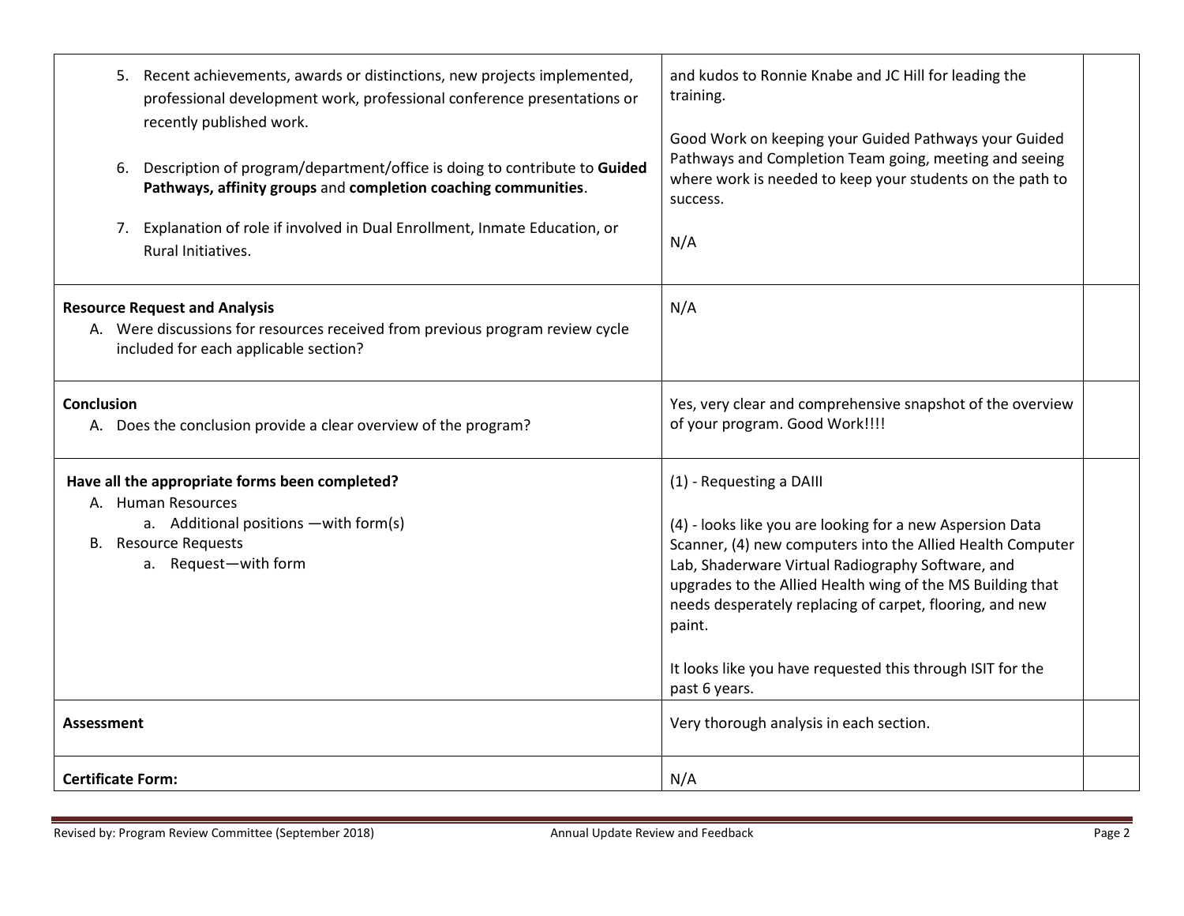| | | |
|---|---|---|
| 5. Recent achievements, awards or distinctions, new projects implemented, professional development work, professional conference presentations or recently published work.<br><br>6. Description of program/department/office is doing to contribute to **Guided Pathways, affinity groups** and **completion coaching communities**.<br><br>7. Explanation of role if involved in Dual Enrollment, Inmate Education, or Rural Initiatives. | and kudos to Ronnie Knabe and JC Hill for leading the training.<br><br>Good Work on keeping your Guided Pathways your Guided Pathways and Completion Team going, meeting and seeing where work is needed to keep your students on the path to success.<br><br>N/A | |
| **Resource Request and Analysis**<br>A. Were discussions for resources received from previous program review cycle included for each applicable section? | N/A | |
| **Conclusion**<br>A. Does the conclusion provide a clear overview of the program? | Yes, very clear and comprehensive snapshot of the overview of your program. Good Work!!!! | |
| **Have all the appropriate forms been completed?**<br>A. Human Resources<br>a. Additional positions —with form(s)<br>B. Resource Requests<br>a. Request—with form | (1) - Requesting a DAIII<br><br>(4) - looks like you are looking for a new Aspersion Data Scanner, (4) new computers into the Allied Health Computer Lab, Shaderware Virtual Radiography Software, and upgrades to the Allied Health wing of the MS Building that needs desperately replacing of carpet, flooring, and new paint.<br><br>It looks like you have requested this through ISIT for the past 6 years. | |
| **Assessment** | Very thorough analysis in each section. | |
| **Certificate Form:** | N/A | |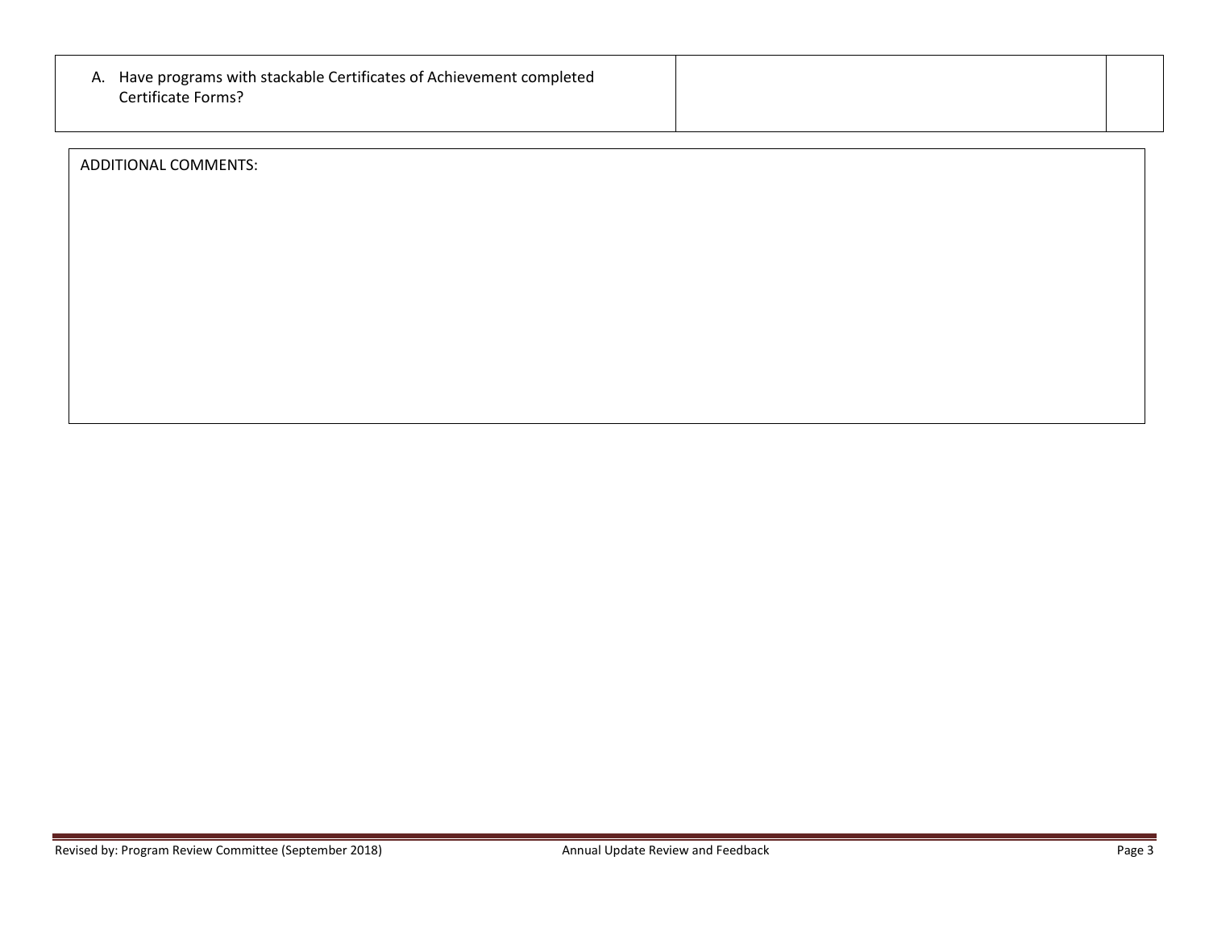| | | |
|---|---|---|
| A. Have programs with stackable Certificates of Achievement completed Certificate Forms? | | |

| ADDITIONAL COMMENTS: |
|---|
| |